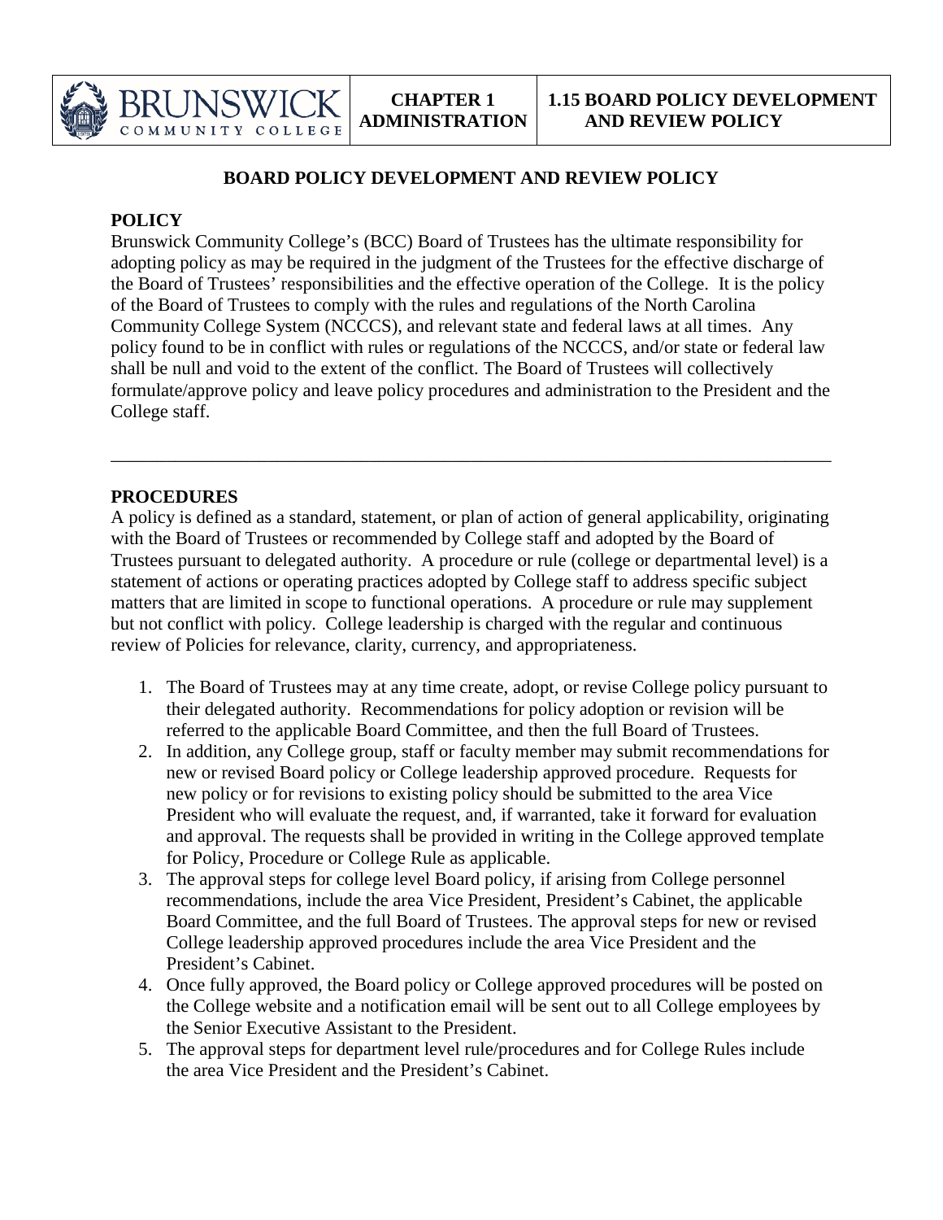# BOARD POLICY DEVELOPMENT AND REVIEW POLICY

## POLICY

Brunswick Community College's (BCC) Board of Trustees has the ultimate responsibility for adopting policy as may be required in the judgment of the Trustees for the effective discharge of the Board of Trustees' responsibilities and the effective operation of the College. It is the policy of the Board of Trustees to comply with the rules and regulations of the North Carolina Community College System (NCCCS), and relevant state and federal laws at all times. Any policy found to be in conflict with rules or regulations of the NCCCS, and/or state or federal law shall be null and void to the extent of the conflict. The Board of Trustees will collectively formulate/approve policy and leave policy procedures and administration to the President and the College staff.

---

## PROCEDURES

A policy is defined as a standard, statement, or plan of action of general applicability, originating with the Board of Trustees or recommended by College staff and adopted by the Board of Trustees pursuant to delegated authority. A procedure or rule (college or departmental level) is a statement of actions or operating practices adopted by College staff to address specific subject matters that are limited in scope to functional operations. A procedure or rule may supplement but not conflict with policy. College leadership is charged with the regular and continuous review of Policies for relevance, clarity, currency, and appropriateness.

1. The Board of Trustees may at any time create, adopt, or revise College policy pursuant to their delegated authority. Recommendations for policy adoption or revision will be referred to the applicable Board Committee, and then the full Board of Trustees.
2. In addition, any College group, staff or faculty member may submit recommendations for new or revised Board policy or College leadership approved procedure. Requests for new policy or for revisions to existing policy should be submitted to the area Vice President who will evaluate the request, and, if warranted, take it forward for evaluation and approval. The requests shall be provided in writing in the College approved template for Policy, Procedure or College Rule as applicable.
3. The approval steps for college level Board policy, if arising from College personnel recommendations, include the area Vice President, President's Cabinet, the applicable Board Committee, and the full Board of Trustees. The approval steps for new or revised College leadership approved procedures include the area Vice President and the President's Cabinet.
4. Once fully approved, the Board policy or College approved procedures will be posted on the College website and a notification email will be sent out to all College employees by the Senior Executive Assistant to the President.
5. The approval steps for department level rule/procedures and for College Rules include the area Vice President and the President's Cabinet.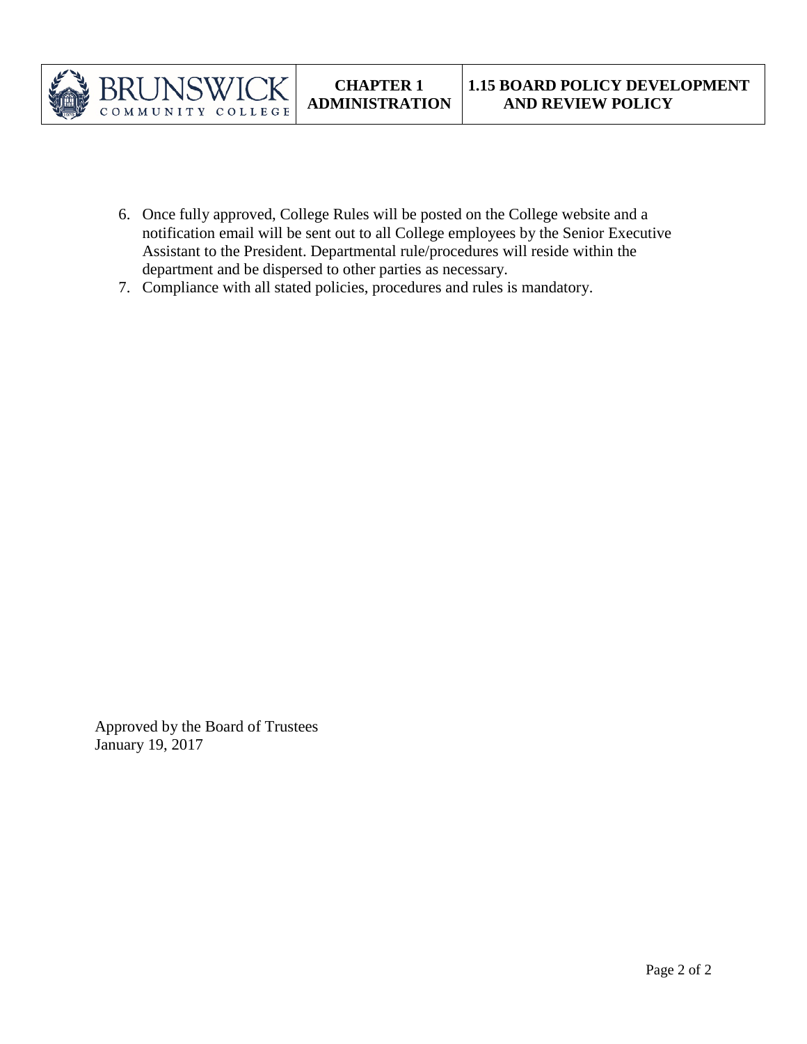6. Once fully approved, College Rules will be posted on the College website and a notification email will be sent out to all College employees by the Senior Executive Assistant to the President. Departmental rule/procedures will reside within the department and be dispersed to other parties as necessary.
7. Compliance with all stated policies, procedures and rules is mandatory.

Approved by the Board of Trustees
January 19, 2017